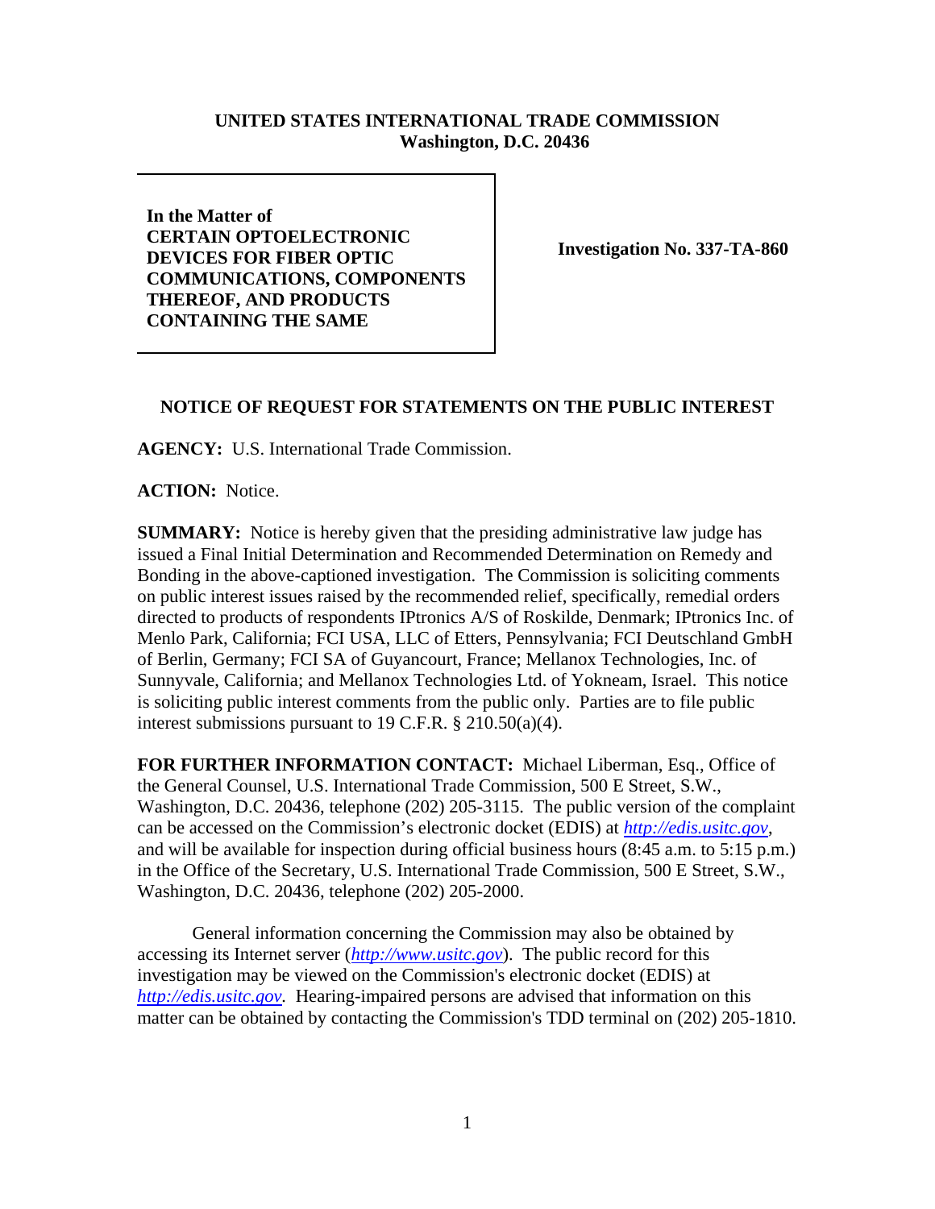**UNITED STATES INTERNATIONAL TRADE COMMISSION**
**Washington, D.C. 20436**

| **In the Matter of CERTAIN OPTOELECTRONIC DEVICES FOR FIBER OPTIC COMMUNICATIONS, COMPONENTS THEREOF, AND PRODUCTS CONTAINING THE SAME** | **Investigation No. 337-TA-860** |
| --- | --- |

## NOTICE OF REQUEST FOR STATEMENTS ON THE PUBLIC INTEREST

**AGENCY:** U.S. International Trade Commission.

**ACTION:** Notice.

**SUMMARY:** Notice is hereby given that the presiding administrative law judge has issued a Final Initial Determination and Recommended Determination on Remedy and Bonding in the above-captioned investigation. The Commission is soliciting comments on public interest issues raised by the recommended relief, specifically, remedial orders directed to products of respondents IPtronics A/S of Roskilde, Denmark; IPtronics Inc. of Menlo Park, California; FCI USA, LLC of Etters, Pennsylvania; FCI Deutschland GmbH of Berlin, Germany; FCI SA of Guyancourt, France; Mellanox Technologies, Inc. of Sunnyvale, California; and Mellanox Technologies Ltd. of Yokneam, Israel. This notice is soliciting public interest comments from the public only. Parties are to file public interest submissions pursuant to 19 C.F.R. § 210.50(a)(4).

**FOR FURTHER INFORMATION CONTACT:** Michael Liberman, Esq., Office of the General Counsel, U.S. International Trade Commission, 500 E Street, S.W., Washington, D.C. 20436, telephone (202) 205-3115. The public version of the complaint can be accessed on the Commission's electronic docket (EDIS) at *http://edis.usitc.gov*, and will be available for inspection during official business hours (8:45 a.m. to 5:15 p.m.) in the Office of the Secretary, U.S. International Trade Commission, 500 E Street, S.W., Washington, D.C. 20436, telephone (202) 205-2000.

General information concerning the Commission may also be obtained by accessing its Internet server (*http://www.usitc.gov*). The public record for this investigation may be viewed on the Commission's electronic docket (EDIS) at *http://edis.usitc.gov.* Hearing-impaired persons are advised that information on this matter can be obtained by contacting the Commission's TDD terminal on (202) 205-1810.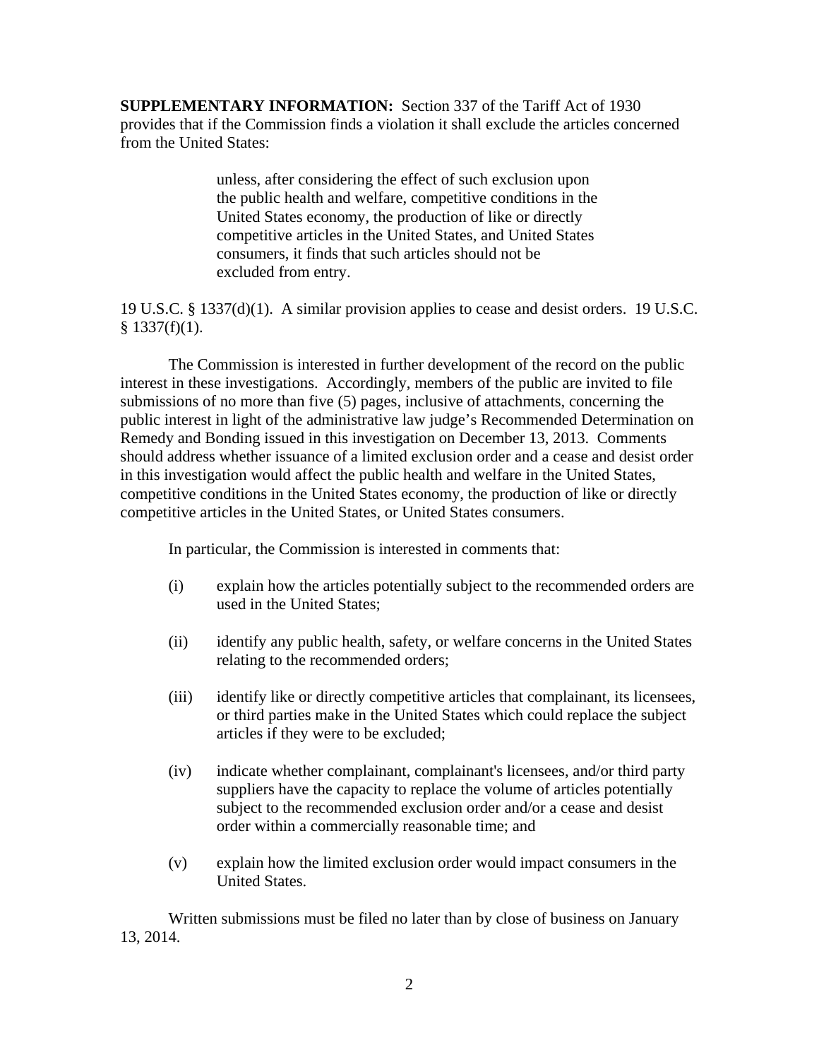**SUPPLEMENTARY INFORMATION:** Section 337 of the Tariff Act of 1930 provides that if the Commission finds a violation it shall exclude the articles concerned from the United States:

> unless, after considering the effect of such exclusion upon the public health and welfare, competitive conditions in the United States economy, the production of like or directly competitive articles in the United States, and United States consumers, it finds that such articles should not be excluded from entry.

19 U.S.C. § 1337(d)(1). A similar provision applies to cease and desist orders. 19 U.S.C. § 1337(f)(1).

The Commission is interested in further development of the record on the public interest in these investigations. Accordingly, members of the public are invited to file submissions of no more than five (5) pages, inclusive of attachments, concerning the public interest in light of the administrative law judge's Recommended Determination on Remedy and Bonding issued in this investigation on December 13, 2013. Comments should address whether issuance of a limited exclusion order and a cease and desist order in this investigation would affect the public health and welfare in the United States, competitive conditions in the United States economy, the production of like or directly competitive articles in the United States, or United States consumers.

In particular, the Commission is interested in comments that:

(i) explain how the articles potentially subject to the recommended orders are used in the United States;

(ii) identify any public health, safety, or welfare concerns in the United States relating to the recommended orders;

(iii) identify like or directly competitive articles that complainant, its licensees, or third parties make in the United States which could replace the subject articles if they were to be excluded;

(iv) indicate whether complainant, complainant's licensees, and/or third party suppliers have the capacity to replace the volume of articles potentially subject to the recommended exclusion order and/or a cease and desist order within a commercially reasonable time; and

(v) explain how the limited exclusion order would impact consumers in the United States.

Written submissions must be filed no later than by close of business on January 13, 2014.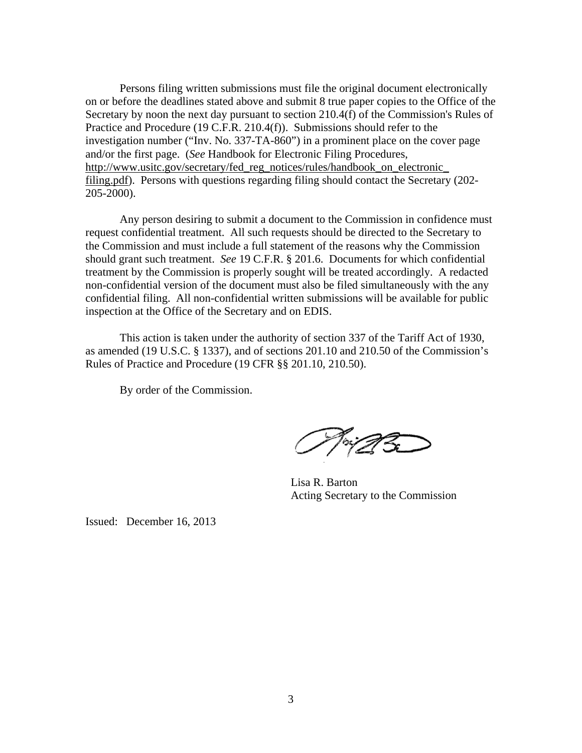Persons filing written submissions must file the original document electronically on or before the deadlines stated above and submit 8 true paper copies to the Office of the Secretary by noon the next day pursuant to section 210.4(f) of the Commission's Rules of Practice and Procedure (19 C.F.R. 210.4(f)). Submissions should refer to the investigation number ("Inv. No. 337-TA-860") in a prominent place on the cover page and/or the first page. (*See* Handbook for Electronic Filing Procedures, http://www.usitc.gov/secretary/fed_reg_notices/rules/handbook_on_electronic_filing.pdf). Persons with questions regarding filing should contact the Secretary (202-205-2000).

Any person desiring to submit a document to the Commission in confidence must request confidential treatment. All such requests should be directed to the Secretary to the Commission and must include a full statement of the reasons why the Commission should grant such treatment. *See* 19 C.F.R. § 201.6. Documents for which confidential treatment by the Commission is properly sought will be treated accordingly. A redacted non-confidential version of the document must also be filed simultaneously with the any confidential filing. All non-confidential written submissions will be available for public inspection at the Office of the Secretary and on EDIS.

This action is taken under the authority of section 337 of the Tariff Act of 1930, as amended (19 U.S.C. § 1337), and of sections 201.10 and 210.50 of the Commission's Rules of Practice and Procedure (19 CFR §§ 201.10, 210.50).

By order of the Commission.

Lisa R. Barton
Acting Secretary to the Commission

Issued: December 16, 2013